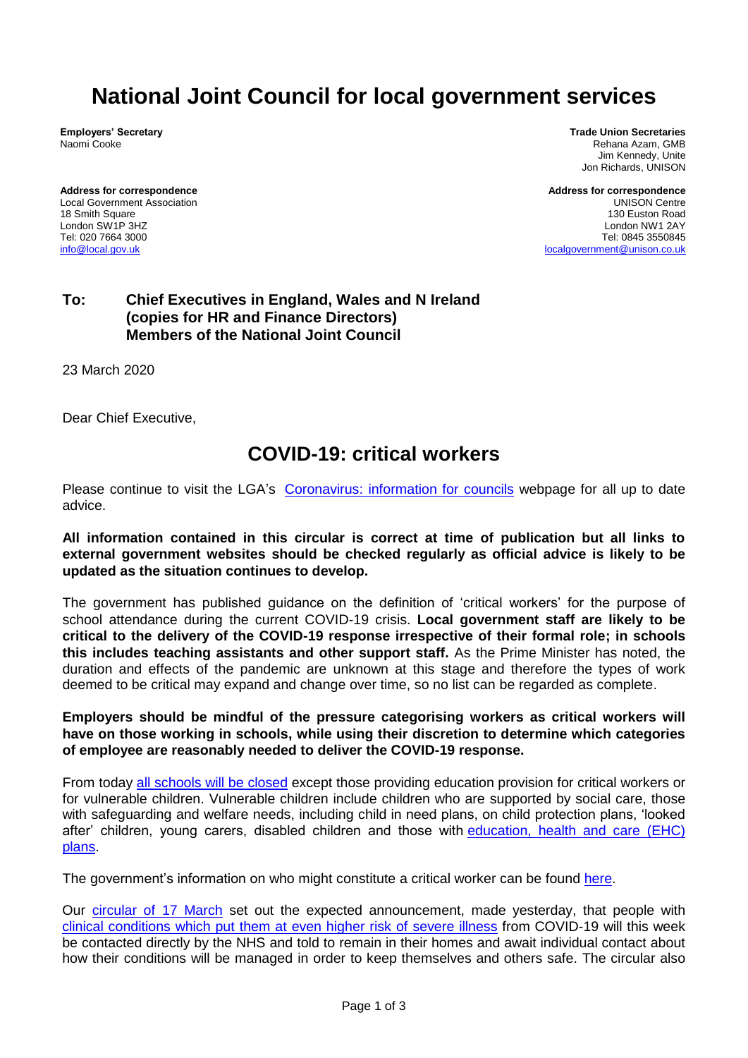# National Joint Council for local government services

**Employers' Secretary**
Naomi Cooke

**Trade Union Secretaries**
Rehana Azam, GMB
Jim Kennedy, Unite
Jon Richards, UNISON

**Address for correspondence**
Local Government Association
18 Smith Square
London SW1P 3HZ
Tel: 020 7664 3000
info@local.gov.uk

**Address for correspondence**
UNISON Centre
130 Euston Road
London NW1 2AY
Tel: 0845 3550845
localgovernment@unison.co.uk

**To: Chief Executives in England, Wales and N Ireland (copies for HR and Finance Directors) Members of the National Joint Council**

23 March 2020

Dear Chief Executive,

## COVID-19: critical workers

Please continue to visit the LGA's Coronavirus: information for councils webpage for all up to date advice.

**All information contained in this circular is correct at time of publication but all links to external government websites should be checked regularly as official advice is likely to be updated as the situation continues to develop.**

The government has published guidance on the definition of 'critical workers' for the purpose of school attendance during the current COVID-19 crisis. **Local government staff are likely to be critical to the delivery of the COVID-19 response irrespective of their formal role; in schools this includes teaching assistants and other support staff.** As the Prime Minister has noted, the duration and effects of the pandemic are unknown at this stage and therefore the types of work deemed to be critical may expand and change over time, so no list can be regarded as complete.

**Employers should be mindful of the pressure categorising workers as critical workers will have on those working in schools, while using their discretion to determine which categories of employee are reasonably needed to deliver the COVID-19 response.**

From today all schools will be closed except those providing education provision for critical workers or for vulnerable children. Vulnerable children include children who are supported by social care, those with safeguarding and welfare needs, including child in need plans, on child protection plans, 'looked after' children, young carers, disabled children and those with education, health and care (EHC) plans.

The government's information on who might constitute a critical worker can be found here.

Our circular of 17 March set out the expected announcement, made yesterday, that people with clinical conditions which put them at even higher risk of severe illness from COVID-19 will this week be contacted directly by the NHS and told to remain in their homes and await individual contact about how their conditions will be managed in order to keep themselves and others safe. The circular also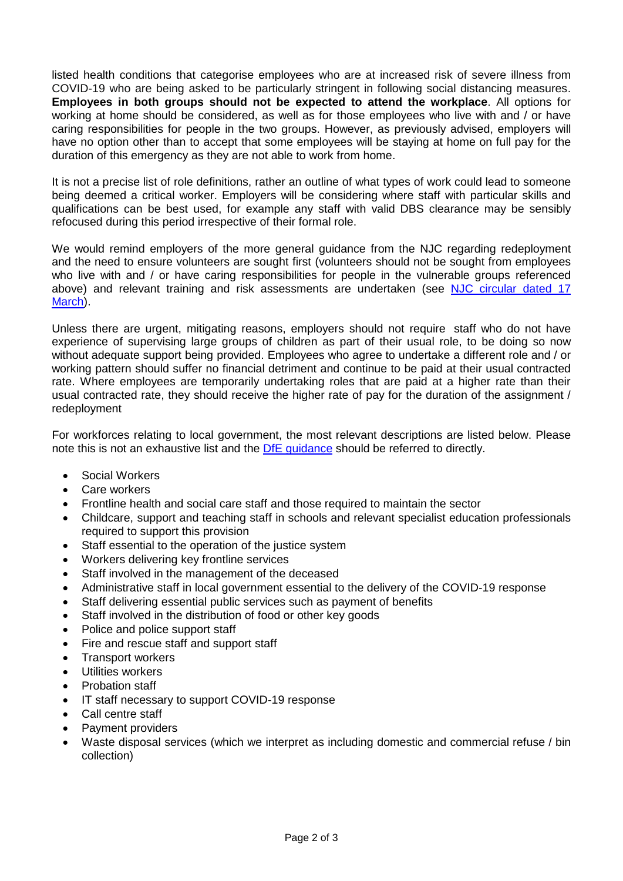listed health conditions that categorise employees who are at increased risk of severe illness from COVID-19 who are being asked to be particularly stringent in following social distancing measures. **Employees in both groups should not be expected to attend the workplace**. All options for working at home should be considered, as well as for those employees who live with and / or have caring responsibilities for people in the two groups. However, as previously advised, employers will have no option other than to accept that some employees will be staying at home on full pay for the duration of this emergency as they are not able to work from home.

It is not a precise list of role definitions, rather an outline of what types of work could lead to someone being deemed a critical worker. Employers will be considering where staff with particular skills and qualifications can be best used, for example any staff with valid DBS clearance may be sensibly refocused during this period irrespective of their formal role.

We would remind employers of the more general guidance from the NJC regarding redeployment and the need to ensure volunteers are sought first (volunteers should not be sought from employees who live with and / or have caring responsibilities for people in the vulnerable groups referenced above) and relevant training and risk assessments are undertaken (see [NJC circular dated 17 March]).

Unless there are urgent, mitigating reasons, employers should not require staff who do not have experience of supervising large groups of children as part of their usual role, to be doing so now without adequate support being provided. Employees who agree to undertake a different role and / or working pattern should suffer no financial detriment and continue to be paid at their usual contracted rate. Where employees are temporarily undertaking roles that are paid at a higher rate than their usual contracted rate, they should receive the higher rate of pay for the duration of the assignment / redeployment

For workforces relating to local government, the most relevant descriptions are listed below. Please note this is not an exhaustive list and the [DfE guidance] should be referred to directly.

- Social Workers
- Care workers
- Frontline health and social care staff and those required to maintain the sector
- Childcare, support and teaching staff in schools and relevant specialist education professionals required to support this provision
- Staff essential to the operation of the justice system
- Workers delivering key frontline services
- Staff involved in the management of the deceased
- Administrative staff in local government essential to the delivery of the COVID-19 response
- Staff delivering essential public services such as payment of benefits
- Staff involved in the distribution of food or other key goods
- Police and police support staff
- Fire and rescue staff and support staff
- Transport workers
- Utilities workers
- Probation staff
- IT staff necessary to support COVID-19 response
- Call centre staff
- Payment providers
- Waste disposal services (which we interpret as including domestic and commercial refuse / bin collection)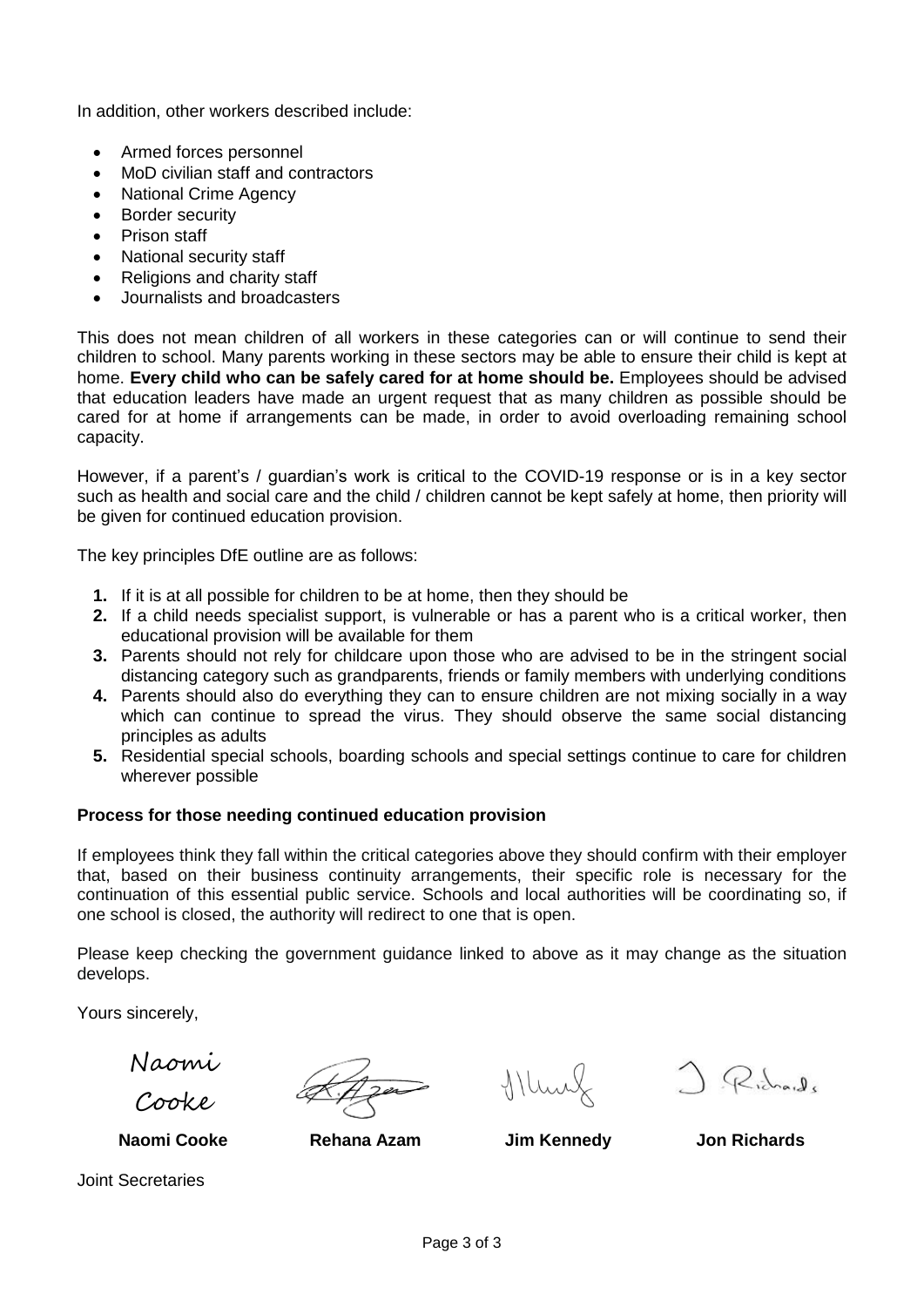In addition, other workers described include:

- Armed forces personnel
- MoD civilian staff and contractors
- National Crime Agency
- Border security
- Prison staff
- National security staff
- Religions and charity staff
- Journalists and broadcasters

This does not mean children of all workers in these categories can or will continue to send their children to school. Many parents working in these sectors may be able to ensure their child is kept at home. **Every child who can be safely cared for at home should be.** Employees should be advised that education leaders have made an urgent request that as many children as possible should be cared for at home if arrangements can be made, in order to avoid overloading remaining school capacity.

However, if a parent's / guardian's work is critical to the COVID-19 response or is in a key sector such as health and social care and the child / children cannot be kept safely at home, then priority will be given for continued education provision.

The key principles DfE outline are as follows:

1. If it is at all possible for children to be at home, then they should be
2. If a child needs specialist support, is vulnerable or has a parent who is a critical worker, then educational provision will be available for them
3. Parents should not rely for childcare upon those who are advised to be in the stringent social distancing category such as grandparents, friends or family members with underlying conditions
4. Parents should also do everything they can to ensure children are not mixing socially in a way which can continue to spread the virus. They should observe the same social distancing principles as adults
5. Residential special schools, boarding schools and special settings continue to care for children wherever possible

**Process for those needing continued education provision**

If employees think they fall within the critical categories above they should confirm with their employer that, based on their business continuity arrangements, their specific role is necessary for the continuation of this essential public service. Schools and local authorities will be coordinating so, if one school is closed, the authority will redirect to one that is open.

Please keep checking the government guidance linked to above as it may change as the situation develops.

Yours sincerely,

Naomi Cooke

| | | | |
|---|---|---|---|
| **Naomi Cooke** | **Rehana Azam** | **Jim Kennedy** | **Jon Richards** |

Joint Secretaries